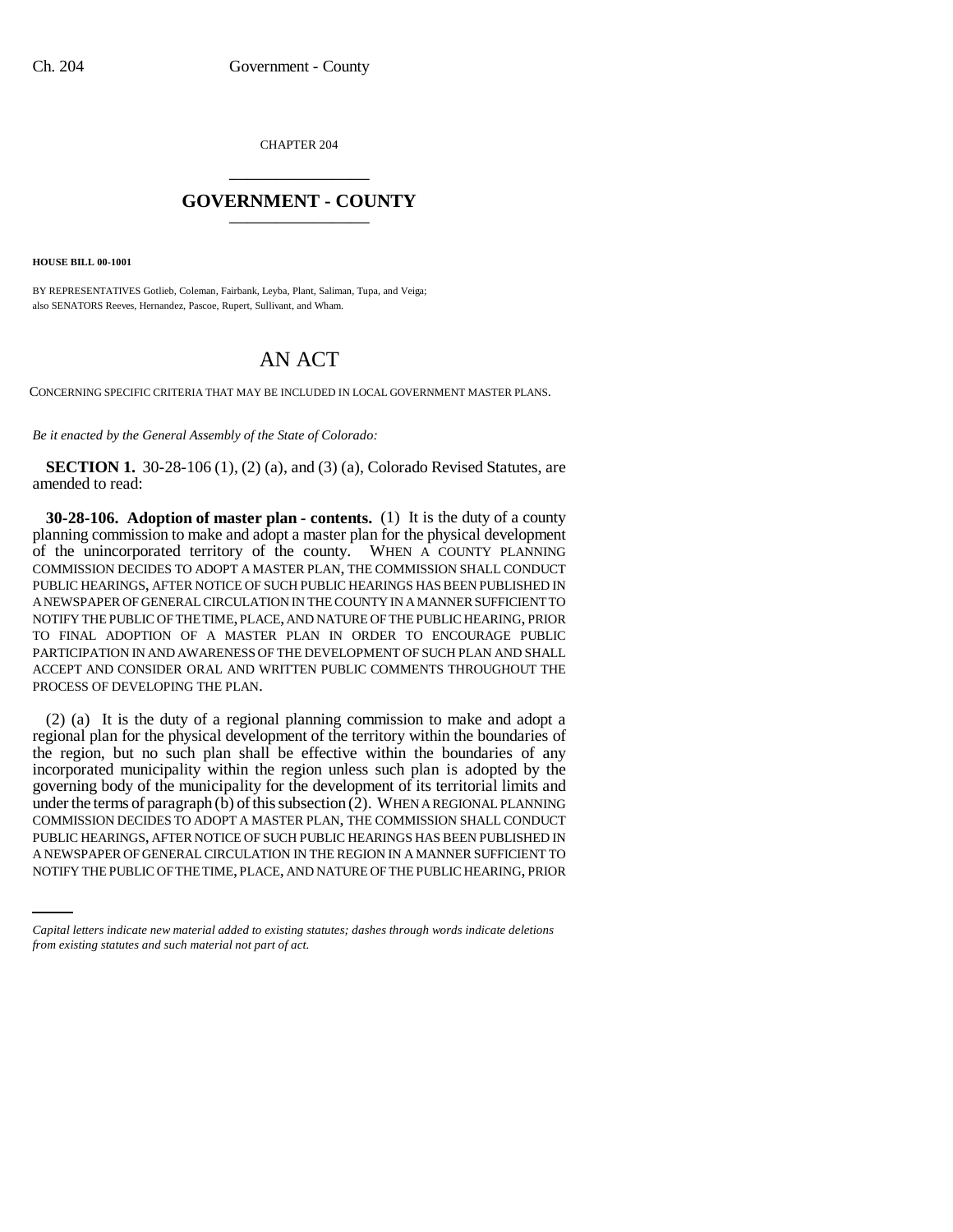CHAPTER 204

# GOVERNMENT - COUNTY

**HOUSE BILL 00-1001**

BY REPRESENTATIVES Gotlieb, Coleman, Fairbank, Leyba, Plant, Saliman, Tupa, and Veiga;
also SENATORS Reeves, Hernandez, Pascoe, Rupert, Sullivant, and Wham.

# AN ACT

CONCERNING SPECIFIC CRITERIA THAT MAY BE INCLUDED IN LOCAL GOVERNMENT MASTER PLANS.

*Be it enacted by the General Assembly of the State of Colorado:*

**SECTION 1.** 30-28-106 (1), (2) (a), and (3) (a), Colorado Revised Statutes, are amended to read:

**30-28-106. Adoption of master plan - contents.** (1) It is the duty of a county planning commission to make and adopt a master plan for the physical development of the unincorporated territory of the county. WHEN A COUNTY PLANNING COMMISSION DECIDES TO ADOPT A MASTER PLAN, THE COMMISSION SHALL CONDUCT PUBLIC HEARINGS, AFTER NOTICE OF SUCH PUBLIC HEARINGS HAS BEEN PUBLISHED IN A NEWSPAPER OF GENERAL CIRCULATION IN THE COUNTY IN A MANNER SUFFICIENT TO NOTIFY THE PUBLIC OF THE TIME, PLACE, AND NATURE OF THE PUBLIC HEARING, PRIOR TO FINAL ADOPTION OF A MASTER PLAN IN ORDER TO ENCOURAGE PUBLIC PARTICIPATION IN AND AWARENESS OF THE DEVELOPMENT OF SUCH PLAN AND SHALL ACCEPT AND CONSIDER ORAL AND WRITTEN PUBLIC COMMENTS THROUGHOUT THE PROCESS OF DEVELOPING THE PLAN.

(2) (a) It is the duty of a regional planning commission to make and adopt a regional plan for the physical development of the territory within the boundaries of the region, but no such plan shall be effective within the boundaries of any incorporated municipality within the region unless such plan is adopted by the governing body of the municipality for the development of its territorial limits and under the terms of paragraph (b) of this subsection (2). WHEN A REGIONAL PLANNING COMMISSION DECIDES TO ADOPT A MASTER PLAN, THE COMMISSION SHALL CONDUCT PUBLIC HEARINGS, AFTER NOTICE OF SUCH PUBLIC HEARINGS HAS BEEN PUBLISHED IN A NEWSPAPER OF GENERAL CIRCULATION IN THE REGION IN A MANNER SUFFICIENT TO NOTIFY THE PUBLIC OF THE TIME, PLACE, AND NATURE OF THE PUBLIC HEARING, PRIOR

*Capital letters indicate new material added to existing statutes; dashes through words indicate deletions from existing statutes and such material not part of act.*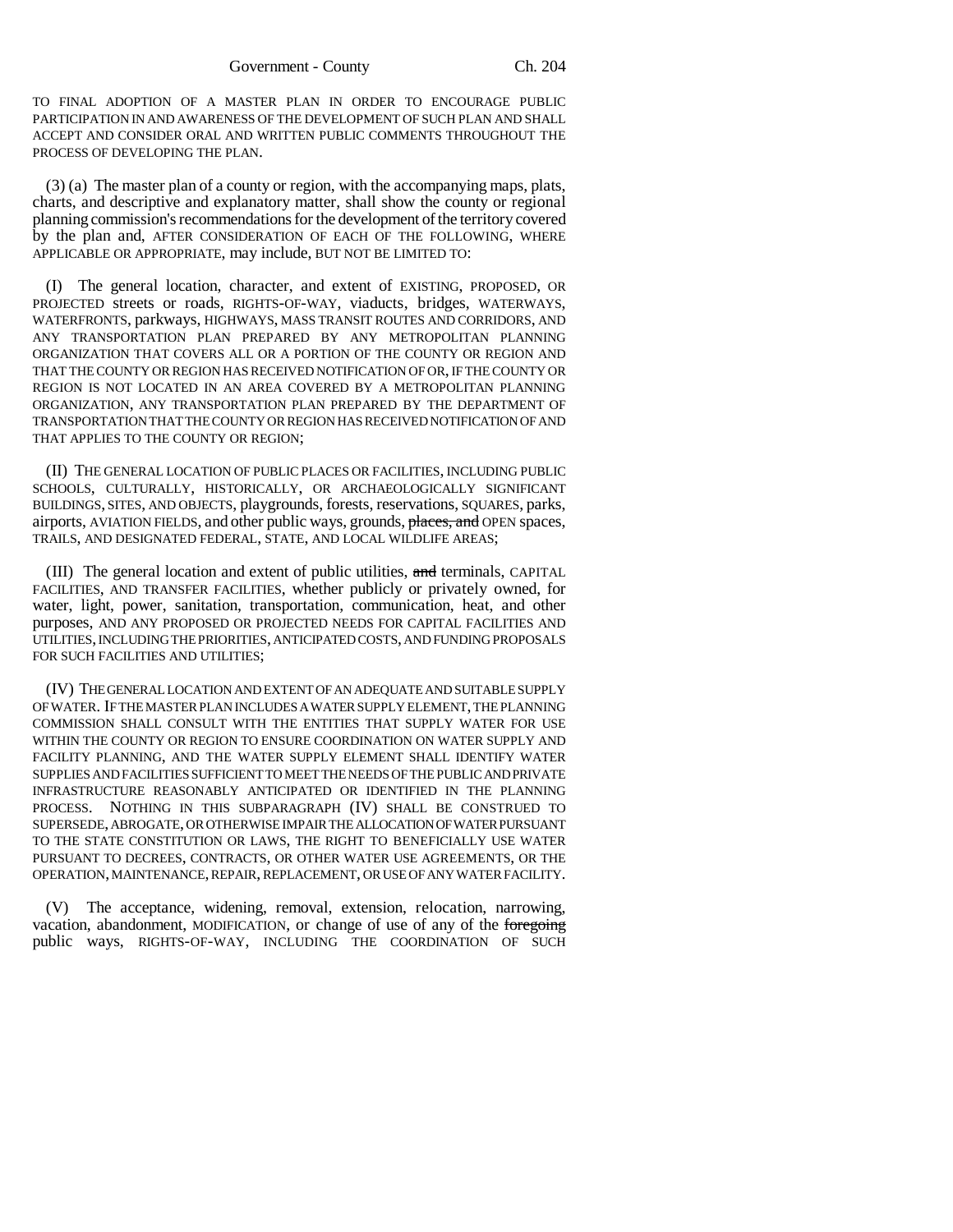TO FINAL ADOPTION OF A MASTER PLAN IN ORDER TO ENCOURAGE PUBLIC PARTICIPATION IN AND AWARENESS OF THE DEVELOPMENT OF SUCH PLAN AND SHALL ACCEPT AND CONSIDER ORAL AND WRITTEN PUBLIC COMMENTS THROUGHOUT THE PROCESS OF DEVELOPING THE PLAN.

(3) (a) The master plan of a county or region, with the accompanying maps, plats, charts, and descriptive and explanatory matter, shall show the county or regional planning commission's recommendations for the development of the territory covered by the plan and, AFTER CONSIDERATION OF EACH OF THE FOLLOWING, WHERE APPLICABLE OR APPROPRIATE, may include, BUT NOT BE LIMITED TO:

(I) The general location, character, and extent of EXISTING, PROPOSED, OR PROJECTED streets or roads, RIGHTS-OF-WAY, viaducts, bridges, WATERWAYS, WATERFRONTS, parkways, HIGHWAYS, MASS TRANSIT ROUTES AND CORRIDORS, AND ANY TRANSPORTATION PLAN PREPARED BY ANY METROPOLITAN PLANNING ORGANIZATION THAT COVERS ALL OR A PORTION OF THE COUNTY OR REGION AND THAT THE COUNTY OR REGION HAS RECEIVED NOTIFICATION OF OR, IF THE COUNTY OR REGION IS NOT LOCATED IN AN AREA COVERED BY A METROPOLITAN PLANNING ORGANIZATION, ANY TRANSPORTATION PLAN PREPARED BY THE DEPARTMENT OF TRANSPORTATION THAT THE COUNTY OR REGION HAS RECEIVED NOTIFICATION OF AND THAT APPLIES TO THE COUNTY OR REGION;

(II) THE GENERAL LOCATION OF PUBLIC PLACES OR FACILITIES, INCLUDING PUBLIC SCHOOLS, CULTURALLY, HISTORICALLY, OR ARCHAEOLOGICALLY SIGNIFICANT BUILDINGS, SITES, AND OBJECTS, playgrounds, forests, reservations, SQUARES, parks, airports, AVIATION FIELDS, and other public ways, grounds, ~~places, and~~ OPEN spaces, TRAILS, AND DESIGNATED FEDERAL, STATE, AND LOCAL WILDLIFE AREAS;

(III) The general location and extent of public utilities, ~~and~~ terminals, CAPITAL FACILITIES, AND TRANSFER FACILITIES, whether publicly or privately owned, for water, light, power, sanitation, transportation, communication, heat, and other purposes, AND ANY PROPOSED OR PROJECTED NEEDS FOR CAPITAL FACILITIES AND UTILITIES, INCLUDING THE PRIORITIES, ANTICIPATED COSTS, AND FUNDING PROPOSALS FOR SUCH FACILITIES AND UTILITIES;

(IV) THE GENERAL LOCATION AND EXTENT OF AN ADEQUATE AND SUITABLE SUPPLY OF WATER. IF THE MASTER PLAN INCLUDES A WATER SUPPLY ELEMENT, THE PLANNING COMMISSION SHALL CONSULT WITH THE ENTITIES THAT SUPPLY WATER FOR USE WITHIN THE COUNTY OR REGION TO ENSURE COORDINATION ON WATER SUPPLY AND FACILITY PLANNING, AND THE WATER SUPPLY ELEMENT SHALL IDENTIFY WATER SUPPLIES AND FACILITIES SUFFICIENT TO MEET THE NEEDS OF THE PUBLIC AND PRIVATE INFRASTRUCTURE REASONABLY ANTICIPATED OR IDENTIFIED IN THE PLANNING PROCESS. NOTHING IN THIS SUBPARAGRAPH (IV) SHALL BE CONSTRUED TO SUPERSEDE, ABROGATE, OR OTHERWISE IMPAIR THE ALLOCATION OF WATER PURSUANT TO THE STATE CONSTITUTION OR LAWS, THE RIGHT TO BENEFICIALLY USE WATER PURSUANT TO DECREES, CONTRACTS, OR OTHER WATER USE AGREEMENTS, OR THE OPERATION, MAINTENANCE, REPAIR, REPLACEMENT, OR USE OF ANY WATER FACILITY.

(V) The acceptance, widening, removal, extension, relocation, narrowing, vacation, abandonment, MODIFICATION, or change of use of any of the ~~foregoing~~ public ways, RIGHTS-OF-WAY, INCLUDING THE COORDINATION OF SUCH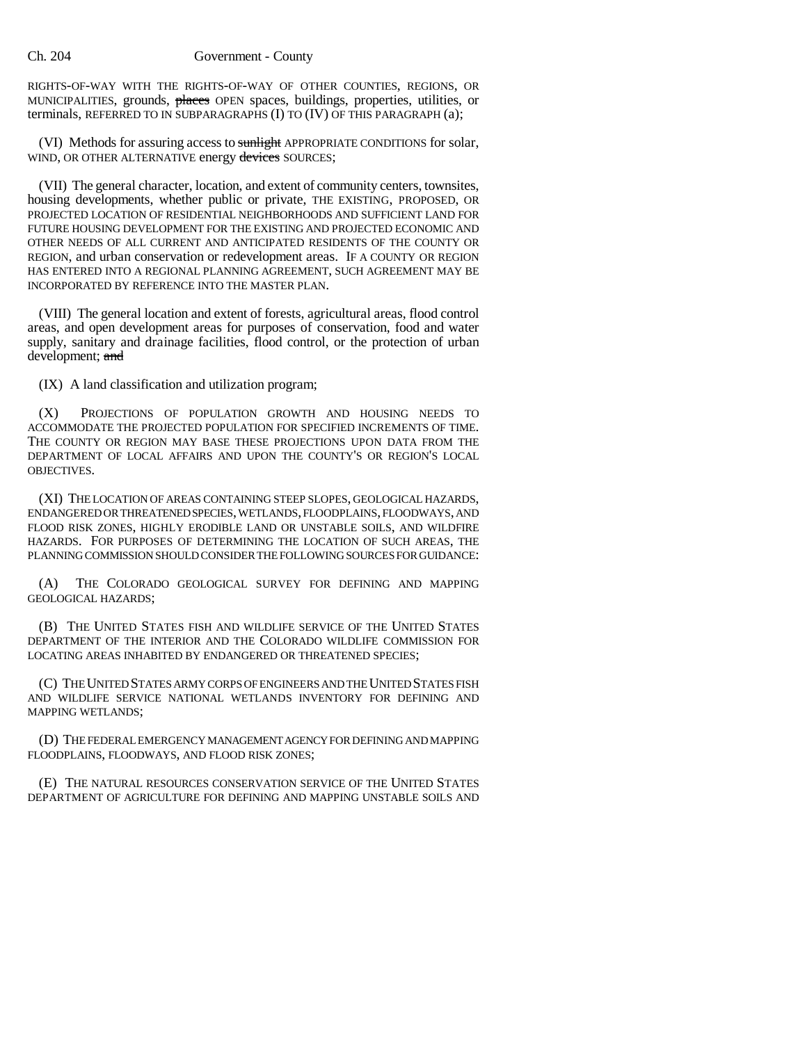RIGHTS-OF-WAY WITH THE RIGHTS-OF-WAY OF OTHER COUNTIES, REGIONS, OR MUNICIPALITIES, grounds, ~~places~~ OPEN spaces, buildings, properties, utilities, or terminals, REFERRED TO IN SUBPARAGRAPHS (I) TO (IV) OF THIS PARAGRAPH (a);

(VI) Methods for assuring access to ~~sunlight~~ APPROPRIATE CONDITIONS for solar, WIND, OR OTHER ALTERNATIVE energy ~~devices~~ SOURCES;

(VII) The general character, location, and extent of community centers, townsites, housing developments, whether public or private, THE EXISTING, PROPOSED, OR PROJECTED LOCATION OF RESIDENTIAL NEIGHBORHOODS AND SUFFICIENT LAND FOR FUTURE HOUSING DEVELOPMENT FOR THE EXISTING AND PROJECTED ECONOMIC AND OTHER NEEDS OF ALL CURRENT AND ANTICIPATED RESIDENTS OF THE COUNTY OR REGION, and urban conservation or redevelopment areas. IF A COUNTY OR REGION HAS ENTERED INTO A REGIONAL PLANNING AGREEMENT, SUCH AGREEMENT MAY BE INCORPORATED BY REFERENCE INTO THE MASTER PLAN.

(VIII) The general location and extent of forests, agricultural areas, flood control areas, and open development areas for purposes of conservation, food and water supply, sanitary and drainage facilities, flood control, or the protection of urban development; ~~and~~

(IX) A land classification and utilization program;

(X) PROJECTIONS OF POPULATION GROWTH AND HOUSING NEEDS TO ACCOMMODATE THE PROJECTED POPULATION FOR SPECIFIED INCREMENTS OF TIME. THE COUNTY OR REGION MAY BASE THESE PROJECTIONS UPON DATA FROM THE DEPARTMENT OF LOCAL AFFAIRS AND UPON THE COUNTY'S OR REGION'S LOCAL OBJECTIVES.

(XI) THE LOCATION OF AREAS CONTAINING STEEP SLOPES, GEOLOGICAL HAZARDS, ENDANGERED OR THREATENED SPECIES, WETLANDS, FLOODPLAINS, FLOODWAYS, AND FLOOD RISK ZONES, HIGHLY ERODIBLE LAND OR UNSTABLE SOILS, AND WILDFIRE HAZARDS. FOR PURPOSES OF DETERMINING THE LOCATION OF SUCH AREAS, THE PLANNING COMMISSION SHOULD CONSIDER THE FOLLOWING SOURCES FOR GUIDANCE:

(A) THE COLORADO GEOLOGICAL SURVEY FOR DEFINING AND MAPPING GEOLOGICAL HAZARDS;

(B) THE UNITED STATES FISH AND WILDLIFE SERVICE OF THE UNITED STATES DEPARTMENT OF THE INTERIOR AND THE COLORADO WILDLIFE COMMISSION FOR LOCATING AREAS INHABITED BY ENDANGERED OR THREATENED SPECIES;

(C) THE UNITED STATES ARMY CORPS OF ENGINEERS AND THE UNITED STATES FISH AND WILDLIFE SERVICE NATIONAL WETLANDS INVENTORY FOR DEFINING AND MAPPING WETLANDS;

(D) THE FEDERAL EMERGENCY MANAGEMENT AGENCY FOR DEFINING AND MAPPING FLOODPLAINS, FLOODWAYS, AND FLOOD RISK ZONES;

(E) THE NATURAL RESOURCES CONSERVATION SERVICE OF THE UNITED STATES DEPARTMENT OF AGRICULTURE FOR DEFINING AND MAPPING UNSTABLE SOILS AND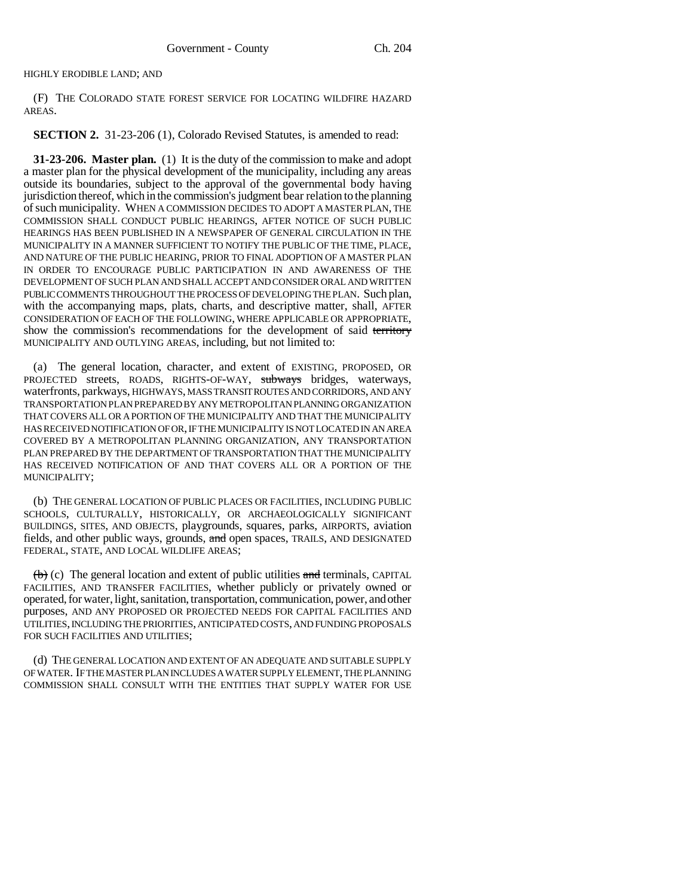HIGHLY ERODIBLE LAND; AND

(F) THE COLORADO STATE FOREST SERVICE FOR LOCATING WILDFIRE HAZARD AREAS.

**SECTION 2.** 31-23-206 (1), Colorado Revised Statutes, is amended to read:

**31-23-206. Master plan.** (1) It is the duty of the commission to make and adopt a master plan for the physical development of the municipality, including any areas outside its boundaries, subject to the approval of the governmental body having jurisdiction thereof, which in the commission's judgment bear relation to the planning of such municipality. WHEN A COMMISSION DECIDES TO ADOPT A MASTER PLAN, THE COMMISSION SHALL CONDUCT PUBLIC HEARINGS, AFTER NOTICE OF SUCH PUBLIC HEARINGS HAS BEEN PUBLISHED IN A NEWSPAPER OF GENERAL CIRCULATION IN THE MUNICIPALITY IN A MANNER SUFFICIENT TO NOTIFY THE PUBLIC OF THE TIME, PLACE, AND NATURE OF THE PUBLIC HEARING, PRIOR TO FINAL ADOPTION OF A MASTER PLAN IN ORDER TO ENCOURAGE PUBLIC PARTICIPATION IN AND AWARENESS OF THE DEVELOPMENT OF SUCH PLAN AND SHALL ACCEPT AND CONSIDER ORAL AND WRITTEN PUBLIC COMMENTS THROUGHOUT THE PROCESS OF DEVELOPING THE PLAN. Such plan, with the accompanying maps, plats, charts, and descriptive matter, shall, AFTER CONSIDERATION OF EACH OF THE FOLLOWING, WHERE APPLICABLE OR APPROPRIATE, show the commission's recommendations for the development of said ~~territory~~ MUNICIPALITY AND OUTLYING AREAS, including, but not limited to:

(a) The general location, character, and extent of EXISTING, PROPOSED, OR PROJECTED streets, ROADS, RIGHTS-OF-WAY, ~~subways~~ bridges, waterways, waterfronts, parkways, HIGHWAYS, MASS TRANSIT ROUTES AND CORRIDORS, AND ANY TRANSPORTATION PLAN PREPARED BY ANY METROPOLITAN PLANNING ORGANIZATION THAT COVERS ALL OR A PORTION OF THE MUNICIPALITY AND THAT THE MUNICIPALITY HAS RECEIVED NOTIFICATION OF OR, IF THE MUNICIPALITY IS NOT LOCATED IN AN AREA COVERED BY A METROPOLITAN PLANNING ORGANIZATION, ANY TRANSPORTATION PLAN PREPARED BY THE DEPARTMENT OF TRANSPORTATION THAT THE MUNICIPALITY HAS RECEIVED NOTIFICATION OF AND THAT COVERS ALL OR A PORTION OF THE MUNICIPALITY;

(b) THE GENERAL LOCATION OF PUBLIC PLACES OR FACILITIES, INCLUDING PUBLIC SCHOOLS, CULTURALLY, HISTORICALLY, OR ARCHAEOLOGICALLY SIGNIFICANT BUILDINGS, SITES, AND OBJECTS, playgrounds, squares, parks, AIRPORTS, aviation fields, and other public ways, grounds, ~~and~~ open spaces, TRAILS, AND DESIGNATED FEDERAL, STATE, AND LOCAL WILDLIFE AREAS;

~~(b)~~ (c) The general location and extent of public utilities ~~and~~ terminals, CAPITAL FACILITIES, AND TRANSFER FACILITIES, whether publicly or privately owned or operated, for water, light, sanitation, transportation, communication, power, and other purposes, AND ANY PROPOSED OR PROJECTED NEEDS FOR CAPITAL FACILITIES AND UTILITIES, INCLUDING THE PRIORITIES, ANTICIPATED COSTS, AND FUNDING PROPOSALS FOR SUCH FACILITIES AND UTILITIES;

(d) THE GENERAL LOCATION AND EXTENT OF AN ADEQUATE AND SUITABLE SUPPLY OF WATER. IF THE MASTER PLAN INCLUDES A WATER SUPPLY ELEMENT, THE PLANNING COMMISSION SHALL CONSULT WITH THE ENTITIES THAT SUPPLY WATER FOR USE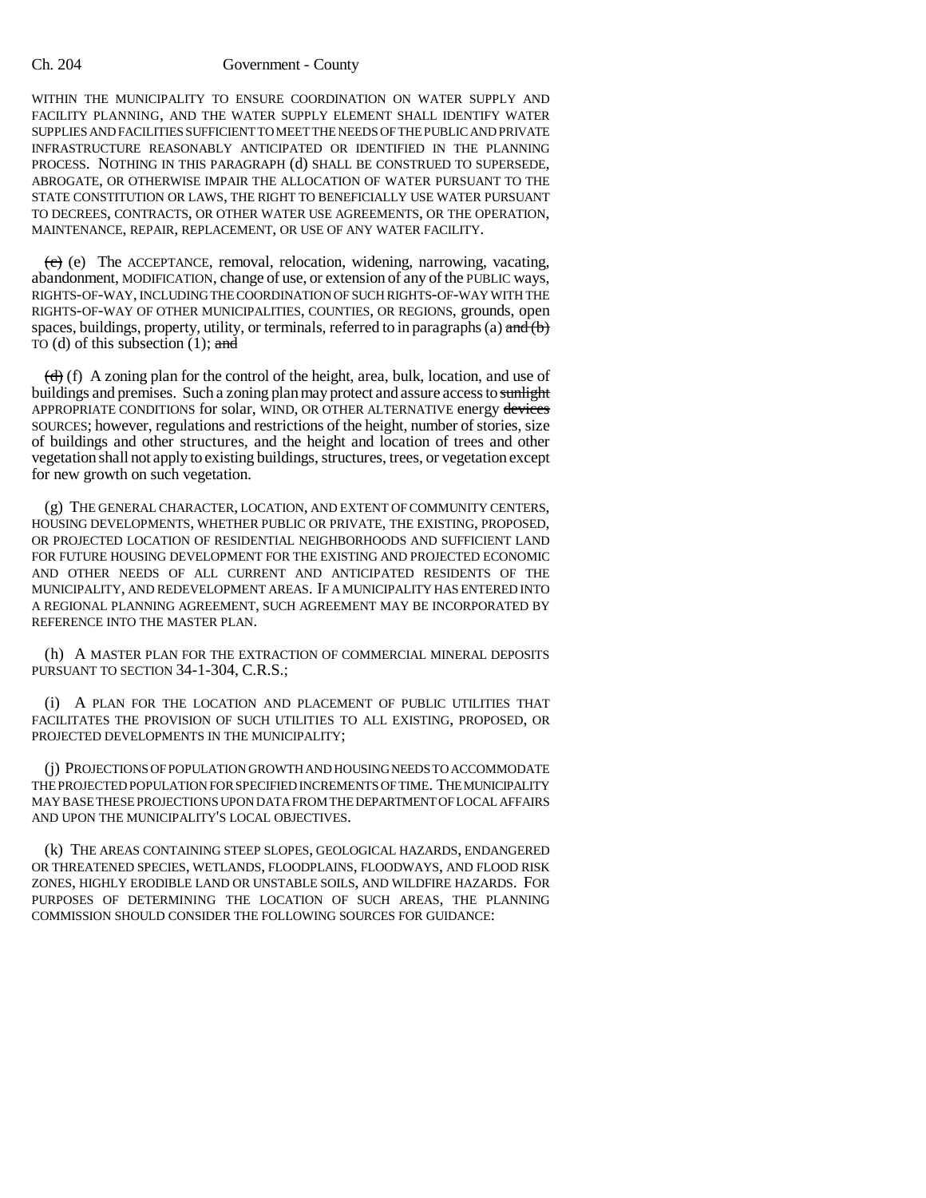WITHIN THE MUNICIPALITY TO ENSURE COORDINATION ON WATER SUPPLY AND FACILITY PLANNING, AND THE WATER SUPPLY ELEMENT SHALL IDENTIFY WATER SUPPLIES AND FACILITIES SUFFICIENT TO MEET THE NEEDS OF THE PUBLIC AND PRIVATE INFRASTRUCTURE REASONABLY ANTICIPATED OR IDENTIFIED IN THE PLANNING PROCESS. NOTHING IN THIS PARAGRAPH (d) SHALL BE CONSTRUED TO SUPERSEDE, ABROGATE, OR OTHERWISE IMPAIR THE ALLOCATION OF WATER PURSUANT TO THE STATE CONSTITUTION OR LAWS, THE RIGHT TO BENEFICIALLY USE WATER PURSUANT TO DECREES, CONTRACTS, OR OTHER WATER USE AGREEMENTS, OR THE OPERATION, MAINTENANCE, REPAIR, REPLACEMENT, OR USE OF ANY WATER FACILITY.

~~(c)~~ (e) The ACCEPTANCE, removal, relocation, widening, narrowing, vacating, abandonment, MODIFICATION, change of use, or extension of any of the PUBLIC ways, RIGHTS-OF-WAY, INCLUDING THE COORDINATION OF SUCH RIGHTS-OF-WAY WITH THE RIGHTS-OF-WAY OF OTHER MUNICIPALITIES, COUNTIES, OR REGIONS, grounds, open spaces, buildings, property, utility, or terminals, referred to in paragraphs (a) ~~and (b)~~ TO (d) of this subsection (1); ~~and~~

~~(d)~~ (f) A zoning plan for the control of the height, area, bulk, location, and use of buildings and premises. Such a zoning plan may protect and assure access to ~~sunlight~~ APPROPRIATE CONDITIONS for solar, WIND, OR OTHER ALTERNATIVE energy ~~devices~~ SOURCES; however, regulations and restrictions of the height, number of stories, size of buildings and other structures, and the height and location of trees and other vegetation shall not apply to existing buildings, structures, trees, or vegetation except for new growth on such vegetation.

(g) THE GENERAL CHARACTER, LOCATION, AND EXTENT OF COMMUNITY CENTERS, HOUSING DEVELOPMENTS, WHETHER PUBLIC OR PRIVATE, THE EXISTING, PROPOSED, OR PROJECTED LOCATION OF RESIDENTIAL NEIGHBORHOODS AND SUFFICIENT LAND FOR FUTURE HOUSING DEVELOPMENT FOR THE EXISTING AND PROJECTED ECONOMIC AND OTHER NEEDS OF ALL CURRENT AND ANTICIPATED RESIDENTS OF THE MUNICIPALITY, AND REDEVELOPMENT AREAS. IF A MUNICIPALITY HAS ENTERED INTO A REGIONAL PLANNING AGREEMENT, SUCH AGREEMENT MAY BE INCORPORATED BY REFERENCE INTO THE MASTER PLAN.

(h) A MASTER PLAN FOR THE EXTRACTION OF COMMERCIAL MINERAL DEPOSITS PURSUANT TO SECTION 34-1-304, C.R.S.;

(i) A PLAN FOR THE LOCATION AND PLACEMENT OF PUBLIC UTILITIES THAT FACILITATES THE PROVISION OF SUCH UTILITIES TO ALL EXISTING, PROPOSED, OR PROJECTED DEVELOPMENTS IN THE MUNICIPALITY;

(j) PROJECTIONS OF POPULATION GROWTH AND HOUSING NEEDS TO ACCOMMODATE THE PROJECTED POPULATION FOR SPECIFIED INCREMENTS OF TIME. THE MUNICIPALITY MAY BASE THESE PROJECTIONS UPON DATA FROM THE DEPARTMENT OF LOCAL AFFAIRS AND UPON THE MUNICIPALITY'S LOCAL OBJECTIVES.

(k) THE AREAS CONTAINING STEEP SLOPES, GEOLOGICAL HAZARDS, ENDANGERED OR THREATENED SPECIES, WETLANDS, FLOODPLAINS, FLOODWAYS, AND FLOOD RISK ZONES, HIGHLY ERODIBLE LAND OR UNSTABLE SOILS, AND WILDFIRE HAZARDS. FOR PURPOSES OF DETERMINING THE LOCATION OF SUCH AREAS, THE PLANNING COMMISSION SHOULD CONSIDER THE FOLLOWING SOURCES FOR GUIDANCE: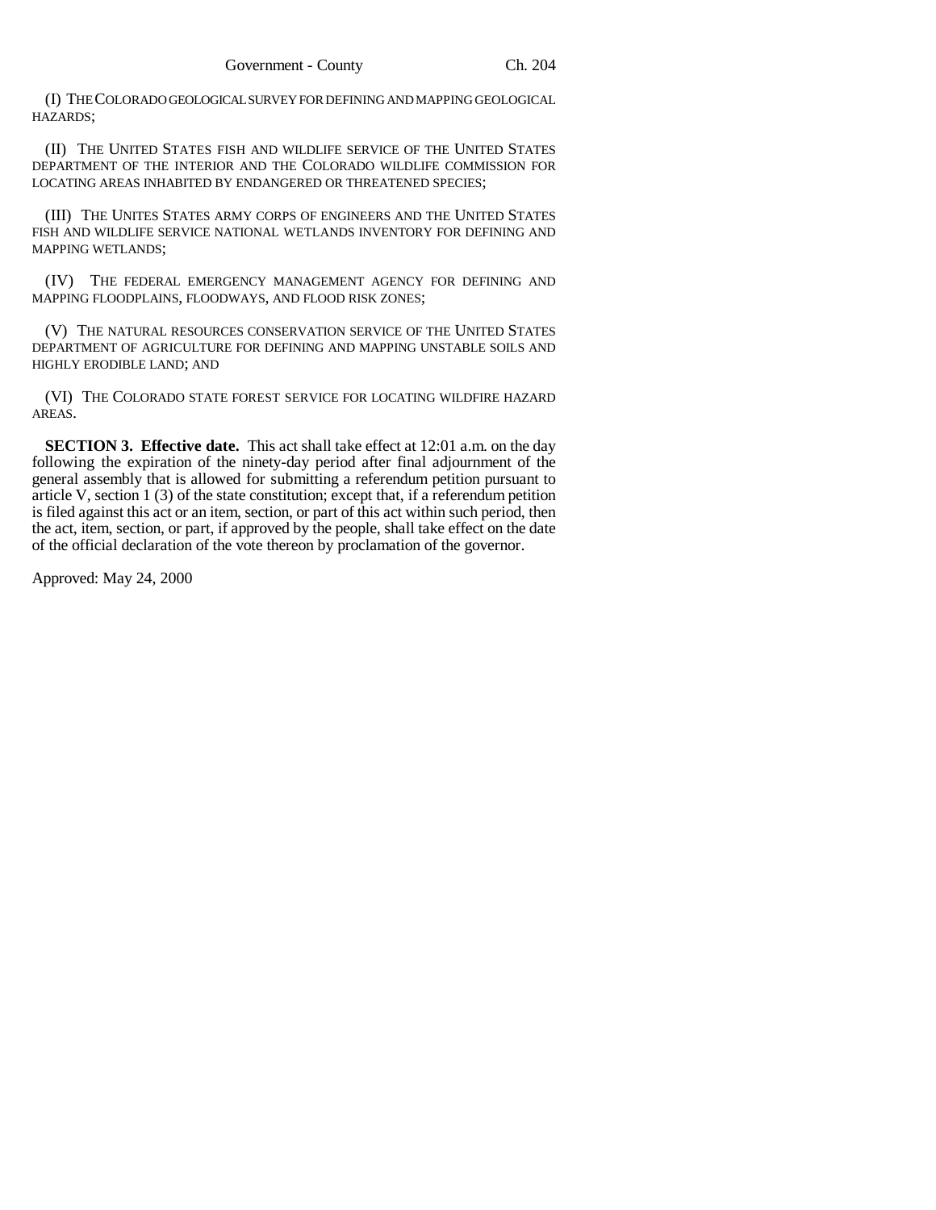(I) THE COLORADO GEOLOGICAL SURVEY FOR DEFINING AND MAPPING GEOLOGICAL HAZARDS;

(II) THE UNITED STATES FISH AND WILDLIFE SERVICE OF THE UNITED STATES DEPARTMENT OF THE INTERIOR AND THE COLORADO WILDLIFE COMMISSION FOR LOCATING AREAS INHABITED BY ENDANGERED OR THREATENED SPECIES;

(III) THE UNITES STATES ARMY CORPS OF ENGINEERS AND THE UNITED STATES FISH AND WILDLIFE SERVICE NATIONAL WETLANDS INVENTORY FOR DEFINING AND MAPPING WETLANDS;

(IV) THE FEDERAL EMERGENCY MANAGEMENT AGENCY FOR DEFINING AND MAPPING FLOODPLAINS, FLOODWAYS, AND FLOOD RISK ZONES;

(V) THE NATURAL RESOURCES CONSERVATION SERVICE OF THE UNITED STATES DEPARTMENT OF AGRICULTURE FOR DEFINING AND MAPPING UNSTABLE SOILS AND HIGHLY ERODIBLE LAND; AND

(VI) THE COLORADO STATE FOREST SERVICE FOR LOCATING WILDFIRE HAZARD AREAS.

**SECTION 3. Effective date.** This act shall take effect at 12:01 a.m. on the day following the expiration of the ninety-day period after final adjournment of the general assembly that is allowed for submitting a referendum petition pursuant to article V, section 1 (3) of the state constitution; except that, if a referendum petition is filed against this act or an item, section, or part of this act within such period, then the act, item, section, or part, if approved by the people, shall take effect on the date of the official declaration of the vote thereon by proclamation of the governor.

Approved: May 24, 2000